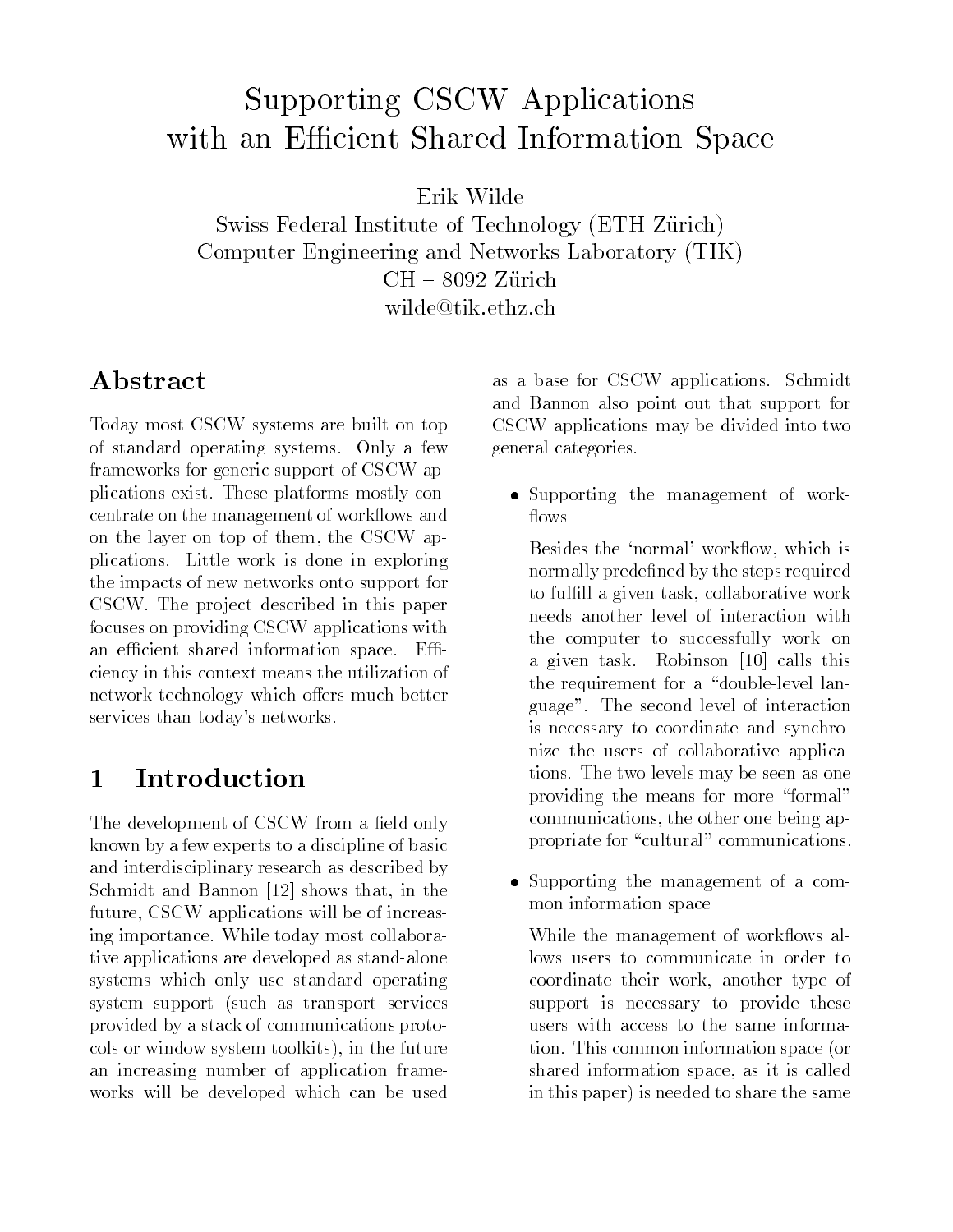# Supporting CSCW Applications with an Efficient Shared Information Space

Erik Wilde
Swiss Federal Institute of Technology (ETH Zürich)
Computer Engineering and Networks Laboratory (TIK)
CH – 8092 Zürich
wilde@tik.ethz.ch

## Abstract

Today most CSCW systems are built on top of standard operating systems. Only a few frameworks for generic support of CSCW applications exist. These platforms mostly concentrate on the management of workflows and on the layer on top of them, the CSCW applications. Little work is done in exploring the impacts of new networks onto support for CSCW. The project described in this paper focuses on providing CSCW applications with an efficient shared information space. Efficiency in this context means the utilization of network technology which offers much better services than today's networks.

## 1 Introduction

The development of CSCW from a field only known by a few experts to a discipline of basic and interdisciplinary research as described by Schmidt and Bannon [12] shows that, in the future, CSCW applications will be of increasing importance. While today most collaborative applications are developed as stand-alone systems which only use standard operating system support (such as transport services provided by a stack of communications protocols or window system toolkits), in the future an increasing number of application frameworks will be developed which can be used as a base for CSCW applications. Schmidt and Bannon also point out that support for CSCW applications may be divided into two general categories.

- Supporting the management of workflows

  Besides the 'normal' workflow, which is normally predefined by the steps required to fulfill a given task, collaborative work needs another level of interaction with the computer to successfully work on a given task. Robinson [10] calls this the requirement for a "double-level language". The second level of interaction is necessary to coordinate and synchronize the users of collaborative applications. The two levels may be seen as one providing the means for more "formal" communications, the other one being appropriate for "cultural" communications.

- Supporting the management of a common information space

  While the management of workflows allows users to communicate in order to coordinate their work, another type of support is necessary to provide these users with access to the same information. This common information space (or shared information space, as it is called in this paper) is needed to share the same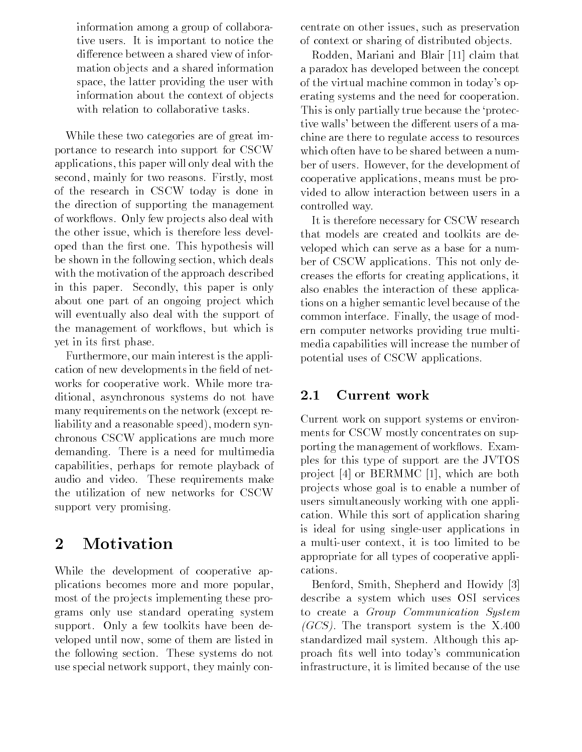information among a group of collaborative users. It is important to notice the difference between a shared view of information objects and a shared information space, the latter providing the user with information about the context of objects with relation to collaborative tasks.

While these two categories are of great importance to research into support for CSCW applications, this paper will only deal with the second, mainly for two reasons. Firstly, most of the research in CSCW today is done in the direction of supporting the management of workflows. Only few projects also deal with the other issue, which is therefore less developed than the first one. This hypothesis will be shown in the following section, which deals with the motivation of the approach described in this paper. Secondly, this paper is only about one part of an ongoing project which will eventually also deal with the support of the management of workflows, but which is yet in its first phase.

Furthermore, our main interest is the application of new developments in the field of networks for cooperative work. While more traditional, asynchronous systems do not have many requirements on the network (except reliability and a reasonable speed), modern synchronous CSCW applications are much more demanding. There is a need for multimedia capabilities, perhaps for remote playback of audio and video. These requirements make the utilization of new networks for CSCW support very promising.

# 2 Motivation

While the development of cooperative applications becomes more and more popular, most of the projects implementing these programs only use standard operating system support. Only a few toolkits have been developed until now, some of them are listed in the following section. These systems do not use special network support, they mainly concentrate on other issues, such as preservation of context or sharing of distributed objects.

Rodden, Mariani and Blair [11] claim that a paradox has developed between the concept of the virtual machine common in today's operating systems and the need for cooperation. This is only partially true because the 'protective walls' between the different users of a machine are there to regulate access to resources which often have to be shared between a number of users. However, for the development of cooperative applications, means must be provided to allow interaction between users in a controlled way.

It is therefore necessary for CSCW research that models are created and toolkits are developed which can serve as a base for a number of CSCW applications. This not only decreases the efforts for creating applications, it also enables the interaction of these applications on a higher semantic level because of the common interface. Finally, the usage of modern computer networks providing true multimedia capabilities will increase the number of potential uses of CSCW applications.

## 2.1 Current work

Current work on support systems or environments for CSCW mostly concentrates on supporting the management of workflows. Examples for this type of support are the JVTOS project [4] or BERMMC [1], which are both projects whose goal is to enable a number of users simultaneously working with one application. While this sort of application sharing is ideal for using single-user applications in a multi-user context, it is too limited to be appropriate for all types of cooperative applications.

Benford, Smith, Shepherd and Howidy [3] describe a system which uses OSI services to create a *Group Communication System (GCS)*. The transport system is the X.400 standardized mail system. Although this approach fits well into today's communication infrastructure, it is limited because of the use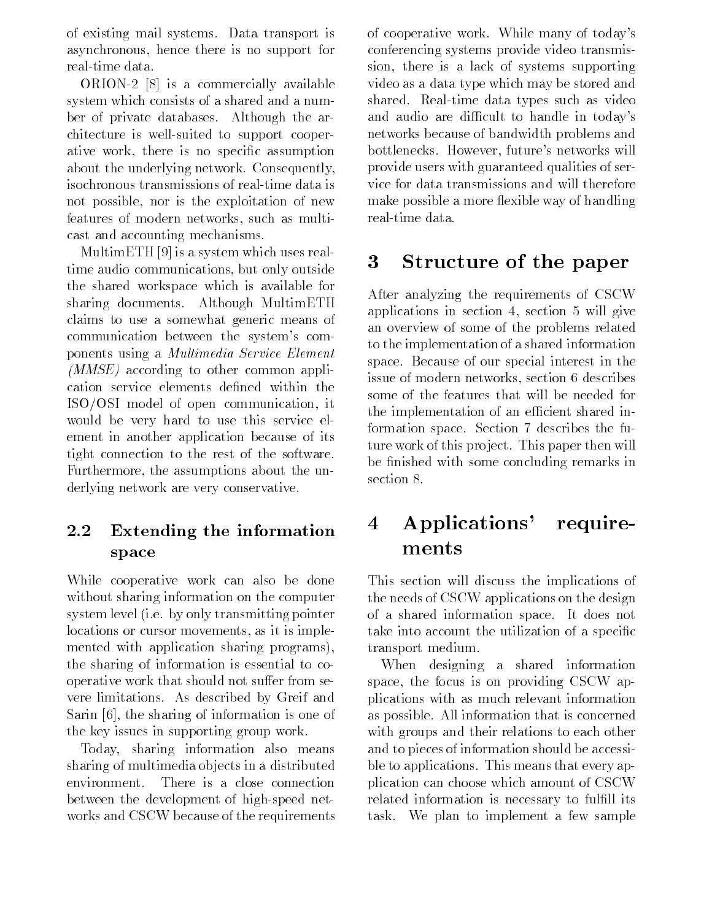of existing mail systems. Data transport is asynchronous, hence there is no support for real-time data.

ORION-2 [8] is a commercially available system which consists of a shared and a number of private databases. Although the architecture is well-suited to support cooperative work, there is no specific assumption about the underlying network. Consequently, isochronous transmissions of real-time data is not possible, nor is the exploitation of new features of modern networks, such as multicast and accounting mechanisms.

MultimETH [9] is a system which uses real-time audio communications, but only outside the shared workspace which is available for sharing documents. Although MultimETH claims to use a somewhat generic means of communication between the system's components using a *Multimedia Service Element (MMSE)* according to other common application service elements defined within the ISO/OSI model of open communication, it would be very hard to use this service element in another application because of its tight connection to the rest of the software. Furthermore, the assumptions about the underlying network are very conservative.

### 2.2 Extending the information space

While cooperative work can also be done without sharing information on the computer system level (i.e. by only transmitting pointer locations or cursor movements, as it is implemented with application sharing programs), the sharing of information is essential to cooperative work that should not suffer from severe limitations. As described by Greif and Sarin [6], the sharing of information is one of the key issues in supporting group work.

Today, sharing information also means sharing of multimedia objects in a distributed environment. There is a close connection between the development of high-speed networks and CSCW because of the requirements of cooperative work. While many of today's conferencing systems provide video transmission, there is a lack of systems supporting video as a data type which may be stored and shared. Real-time data types such as video and audio are difficult to handle in today's networks because of bandwidth problems and bottlenecks. However, future's networks will provide users with guaranteed qualities of service for data transmissions and will therefore make possible a more flexible way of handling real-time data.

## 3 Structure of the paper

After analyzing the requirements of CSCW applications in section 4, section 5 will give an overview of some of the problems related to the implementation of a shared information space. Because of our special interest in the issue of modern networks, section 6 describes some of the features that will be needed for the implementation of an efficient shared information space. Section 7 describes the future work of this project. This paper then will be finished with some concluding remarks in section 8.

## 4 Applications' requirements

This section will discuss the implications of the needs of CSCW applications on the design of a shared information space. It does not take into account the utilization of a specific transport medium.

When designing a shared information space, the focus is on providing CSCW applications with as much relevant information as possible. All information that is concerned with groups and their relations to each other and to pieces of information should be accessible to applications. This means that every application can choose which amount of CSCW related information is necessary to fulfill its task. We plan to implement a few sample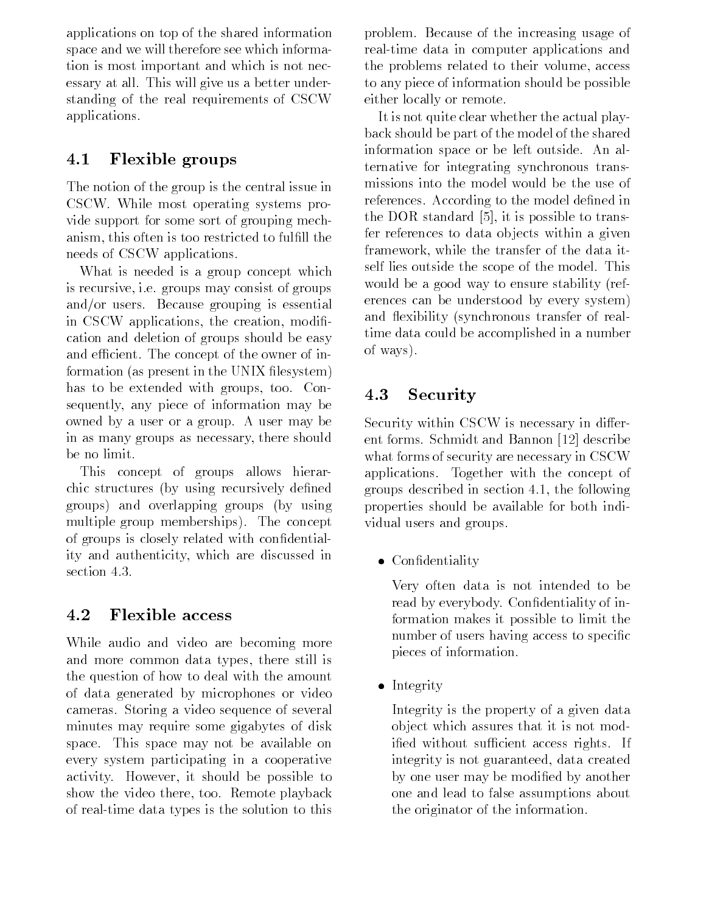applications on top of the shared information space and we will therefore see which information is most important and which is not necessary at all. This will give us a better understanding of the real requirements of CSCW applications.

### 4.1 Flexible groups

The notion of the group is the central issue in CSCW. While most operating systems provide support for some sort of grouping mechanism, this often is too restricted to fulfill the needs of CSCW applications.

What is needed is a group concept which is recursive, i.e. groups may consist of groups and/or users. Because grouping is essential in CSCW applications, the creation, modification and deletion of groups should be easy and efficient. The concept of the owner of information (as present in the UNIX filesystem) has to be extended with groups, too. Consequently, any piece of information may be owned by a user or a group. A user may be in as many groups as necessary, there should be no limit.

This concept of groups allows hierarchic structures (by using recursively defined groups) and overlapping groups (by using multiple group memberships). The concept of groups is closely related with confidentiality and authenticity, which are discussed in section 4.3.

### 4.2 Flexible access

While audio and video are becoming more and more common data types, there still is the question of how to deal with the amount of data generated by microphones or video cameras. Storing a video sequence of several minutes may require some gigabytes of disk space. This space may not be available on every system participating in a cooperative activity. However, it should be possible to show the video there, too. Remote playback of real-time data types is the solution to this problem. Because of the increasing usage of real-time data in computer applications and the problems related to their volume, access to any piece of information should be possible either locally or remote.

It is not quite clear whether the actual playback should be part of the model of the shared information space or be left outside. An alternative for integrating synchronous transmissions into the model would be the use of references. According to the model defined in the DOR standard [5], it is possible to transfer references to data objects within a given framework, while the transfer of the data itself lies outside the scope of the model. This would be a good way to ensure stability (references can be understood by every system) and flexibility (synchronous transfer of real-time data could be accomplished in a number of ways).

### 4.3 Security

Security within CSCW is necessary in different forms. Schmidt and Bannon [12] describe what forms of security are necessary in CSCW applications. Together with the concept of groups described in section 4.1, the following properties should be available for both individual users and groups.

- Confidentiality

  Very often data is not intended to be read by everybody. Confidentiality of information makes it possible to limit the number of users having access to specific pieces of information.

- Integrity

  Integrity is the property of a given data object which assures that it is not modified without sufficient access rights. If integrity is not guaranteed, data created by one user may be modified by another one and lead to false assumptions about the originator of the information.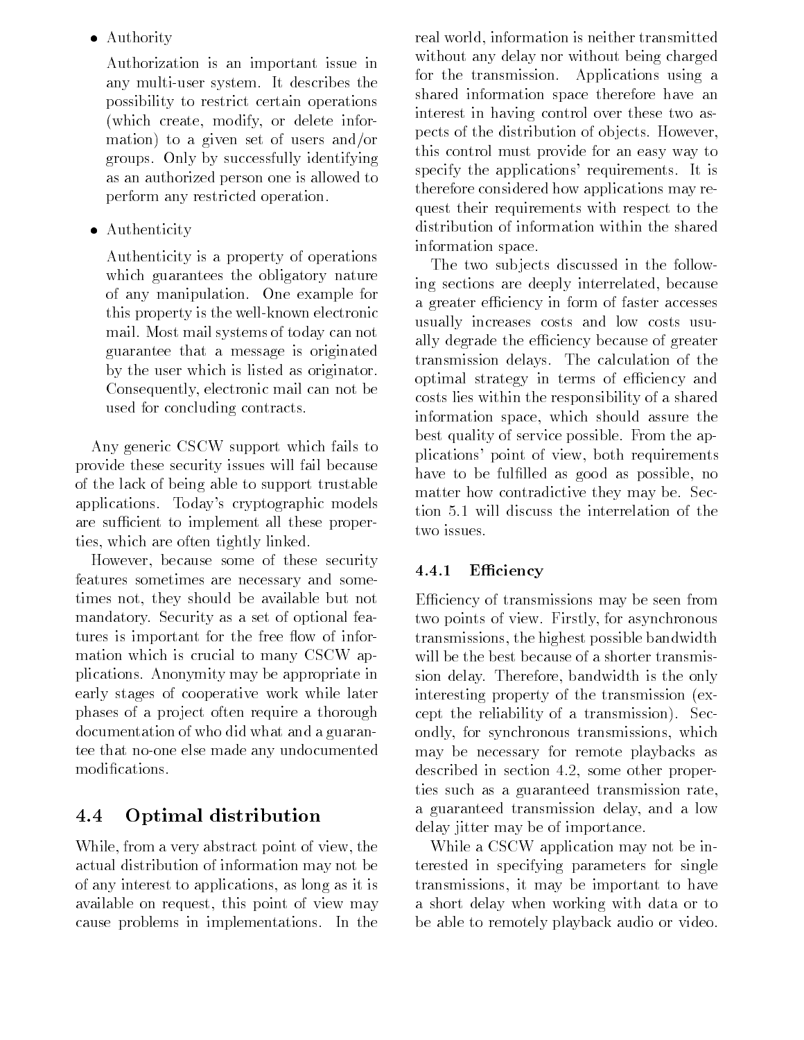- Authority

  Authorization is an important issue in any multi-user system. It describes the possibility to restrict certain operations (which create, modify, or delete information) to a given set of users and/or groups. Only by successfully identifying as an authorized person one is allowed to perform any restricted operation.

- Authenticity

  Authenticity is a property of operations which guarantees the obligatory nature of any manipulation. One example for this property is the well-known electronic mail. Most mail systems of today can not guarantee that a message is originated by the user which is listed as originator. Consequently, electronic mail can not be used for concluding contracts.

Any generic CSCW support which fails to provide these security issues will fail because of the lack of being able to support trustable applications. Today's cryptographic models are sufficient to implement all these properties, which are often tightly linked.

However, because some of these security features sometimes are necessary and sometimes not, they should be available but not mandatory. Security as a set of optional features is important for the free flow of information which is crucial to many CSCW applications. Anonymity may be appropriate in early stages of cooperative work while later phases of a project often require a thorough documentation of who did what and a guarantee that no-one else made any undocumented modifications.

## 4.4 Optimal distribution

While, from a very abstract point of view, the actual distribution of information may not be of any interest to applications, as long as it is available on request, this point of view may cause problems in implementations. In the real world, information is neither transmitted without any delay nor without being charged for the transmission. Applications using a shared information space therefore have an interest in having control over these two aspects of the distribution of objects. However, this control must provide for an easy way to specify the applications' requirements. It is therefore considered how applications may request their requirements with respect to the distribution of information within the shared information space.

The two subjects discussed in the following sections are deeply interrelated, because a greater efficiency in form of faster accesses usually increases costs and low costs usually degrade the efficiency because of greater transmission delays. The calculation of the optimal strategy in terms of efficiency and costs lies within the responsibility of a shared information space, which should assure the best quality of service possible. From the applications' point of view, both requirements have to be fulfilled as good as possible, no matter how contradictive they may be. Section 5.1 will discuss the interrelation of the two issues.

### 4.4.1 Efficiency

Efficiency of transmissions may be seen from two points of view. Firstly, for asynchronous transmissions, the highest possible bandwidth will be the best because of a shorter transmission delay. Therefore, bandwidth is the only interesting property of the transmission (except the reliability of a transmission). Secondly, for synchronous transmissions, which may be necessary for remote playbacks as described in section 4.2, some other properties such as a guaranteed transmission rate, a guaranteed transmission delay, and a low delay jitter may be of importance.

While a CSCW application may not be interested in specifying parameters for single transmissions, it may be important to have a short delay when working with data or to be able to remotely playback audio or video.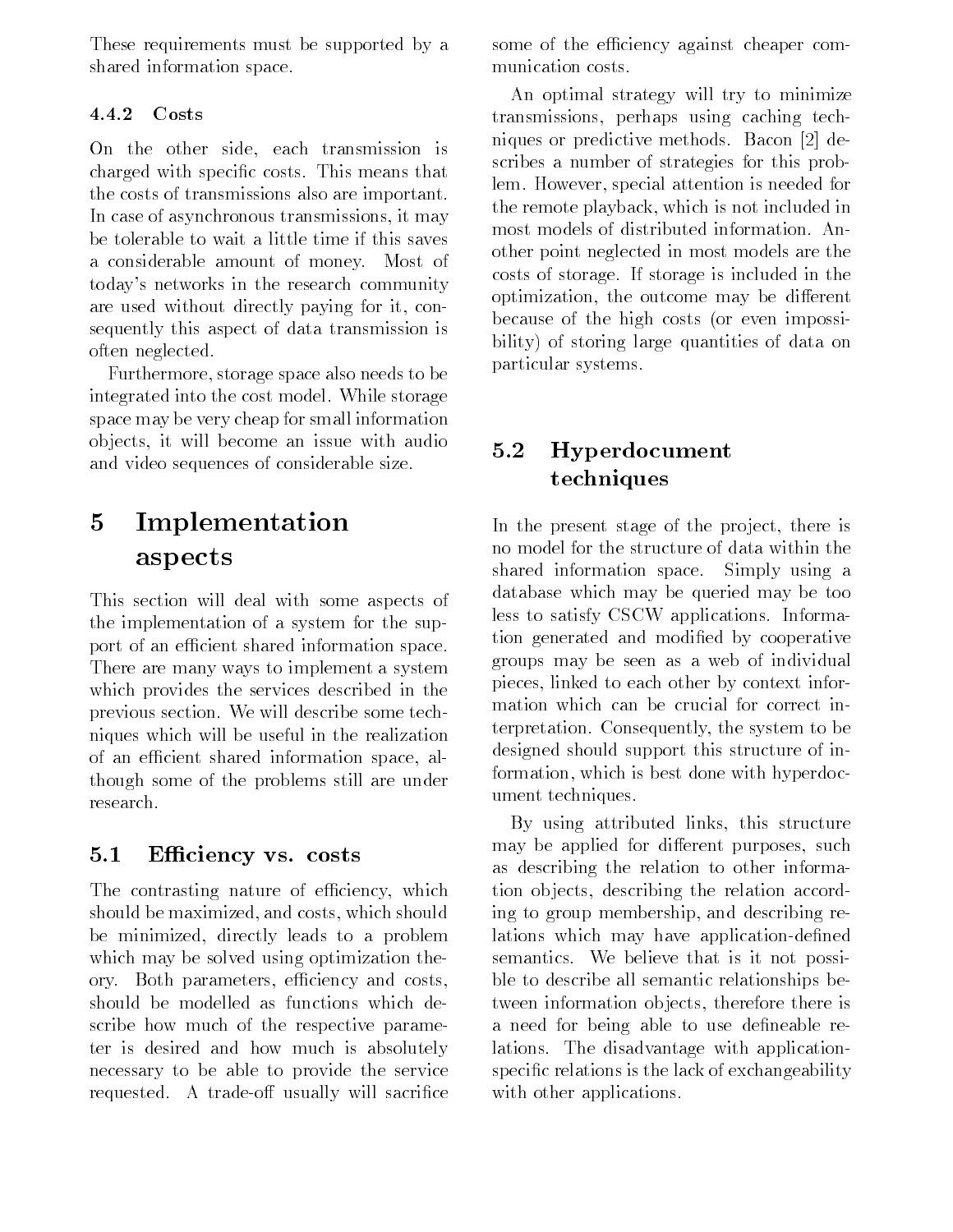These requirements must be supported by a shared information space.

#### 4.4.2 Costs

On the other side, each transmission is charged with specific costs. This means that the costs of transmissions also are important. In case of asynchronous transmissions, it may be tolerable to wait a little time if this saves a considerable amount of money. Most of today's networks in the research community are used without directly paying for it, consequently this aspect of data transmission is often neglected.

Furthermore, storage space also needs to be integrated into the cost model. While storage space may be very cheap for small information objects, it will become an issue with audio and video sequences of considerable size.

## 5 Implementation aspects

This section will deal with some aspects of the implementation of a system for the support of an efficient shared information space. There are many ways to implement a system which provides the services described in the previous section. We will describe some techniques which will be useful in the realization of an efficient shared information space, although some of the problems still are under research.

### 5.1 Efficiency vs. costs

The contrasting nature of efficiency, which should be maximized, and costs, which should be minimized, directly leads to a problem which may be solved using optimization theory. Both parameters, efficiency and costs, should be modelled as functions which describe how much of the respective parameter is desired and how much is absolutely necessary to be able to provide the service requested. A trade-off usually will sacrifice some of the efficiency against cheaper communication costs.

An optimal strategy will try to minimize transmissions, perhaps using caching techniques or predictive methods. Bacon [2] describes a number of strategies for this problem. However, special attention is needed for the remote playback, which is not included in most models of distributed information. Another point neglected in most models are the costs of storage. If storage is included in the optimization, the outcome may be different because of the high costs (or even impossibility) of storing large quantities of data on particular systems.

### 5.2 Hyperdocument techniques

In the present stage of the project, there is no model for the structure of data within the shared information space. Simply using a database which may be queried may be too less to satisfy CSCW applications. Information generated and modified by cooperative groups may be seen as a web of individual pieces, linked to each other by context information which can be crucial for correct interpretation. Consequently, the system to be designed should support this structure of information, which is best done with hyperdocument techniques.

By using attributed links, this structure may be applied for different purposes, such as describing the relation to other information objects, describing the relation according to group membership, and describing relations which may have application-defined semantics. We believe that is it not possible to describe all semantic relationships between information objects, therefore there is a need for being able to use defineable relations. The disadvantage with application-specific relations is the lack of exchangeability with other applications.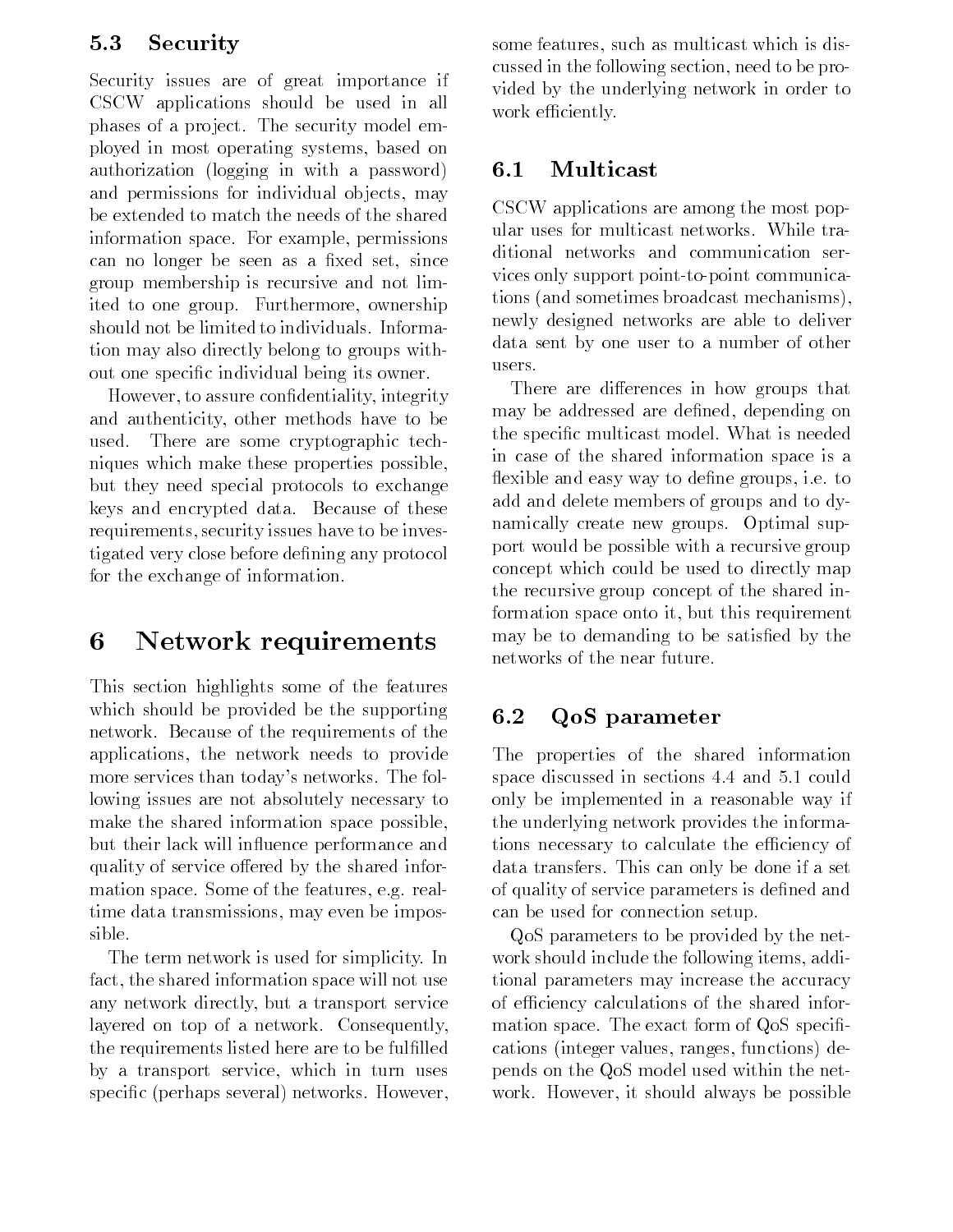### 5.3 Security

Security issues are of great importance if CSCW applications should be used in all phases of a project. The security model employed in most operating systems, based on authorization (logging in with a password) and permissions for individual objects, may be extended to match the needs of the shared information space. For example, permissions can no longer be seen as a fixed set, since group membership is recursive and not limited to one group. Furthermore, ownership should not be limited to individuals. Information may also directly belong to groups without one specific individual being its owner.

However, to assure confidentiality, integrity and authenticity, other methods have to be used. There are some cryptographic techniques which make these properties possible, but they need special protocols to exchange keys and encrypted data. Because of these requirements, security issues have to be investigated very close before defining any protocol for the exchange of information.

## 6 Network requirements

This section highlights some of the features which should be provided be the supporting network. Because of the requirements of the applications, the network needs to provide more services than today's networks. The following issues are not absolutely necessary to make the shared information space possible, but their lack will influence performance and quality of service offered by the shared information space. Some of the features, e.g. realtime data transmissions, may even be impossible.

The term network is used for simplicity. In fact, the shared information space will not use any network directly, but a transport service layered on top of a network. Consequently, the requirements listed here are to be fulfilled by a transport service, which in turn uses specific (perhaps several) networks. However, some features, such as multicast which is discussed in the following section, need to be provided by the underlying network in order to work efficiently.

### 6.1 Multicast

CSCW applications are among the most popular uses for multicast networks. While traditional networks and communication services only support point-to-point communications (and sometimes broadcast mechanisms), newly designed networks are able to deliver data sent by one user to a number of other users.

There are differences in how groups that may be addressed are defined, depending on the specific multicast model. What is needed in case of the shared information space is a flexible and easy way to define groups, i.e. to add and delete members of groups and to dynamically create new groups. Optimal support would be possible with a recursive group concept which could be used to directly map the recursive group concept of the shared information space onto it, but this requirement may be to demanding to be satisfied by the networks of the near future.

### 6.2 QoS parameter

The properties of the shared information space discussed in sections 4.4 and 5.1 could only be implemented in a reasonable way if the underlying network provides the informations necessary to calculate the efficiency of data transfers. This can only be done if a set of quality of service parameters is defined and can be used for connection setup.

QoS parameters to be provided by the network should include the following items, additional parameters may increase the accuracy of efficiency calculations of the shared information space. The exact form of QoS specifications (integer values, ranges, functions) depends on the QoS model used within the network. However, it should always be possible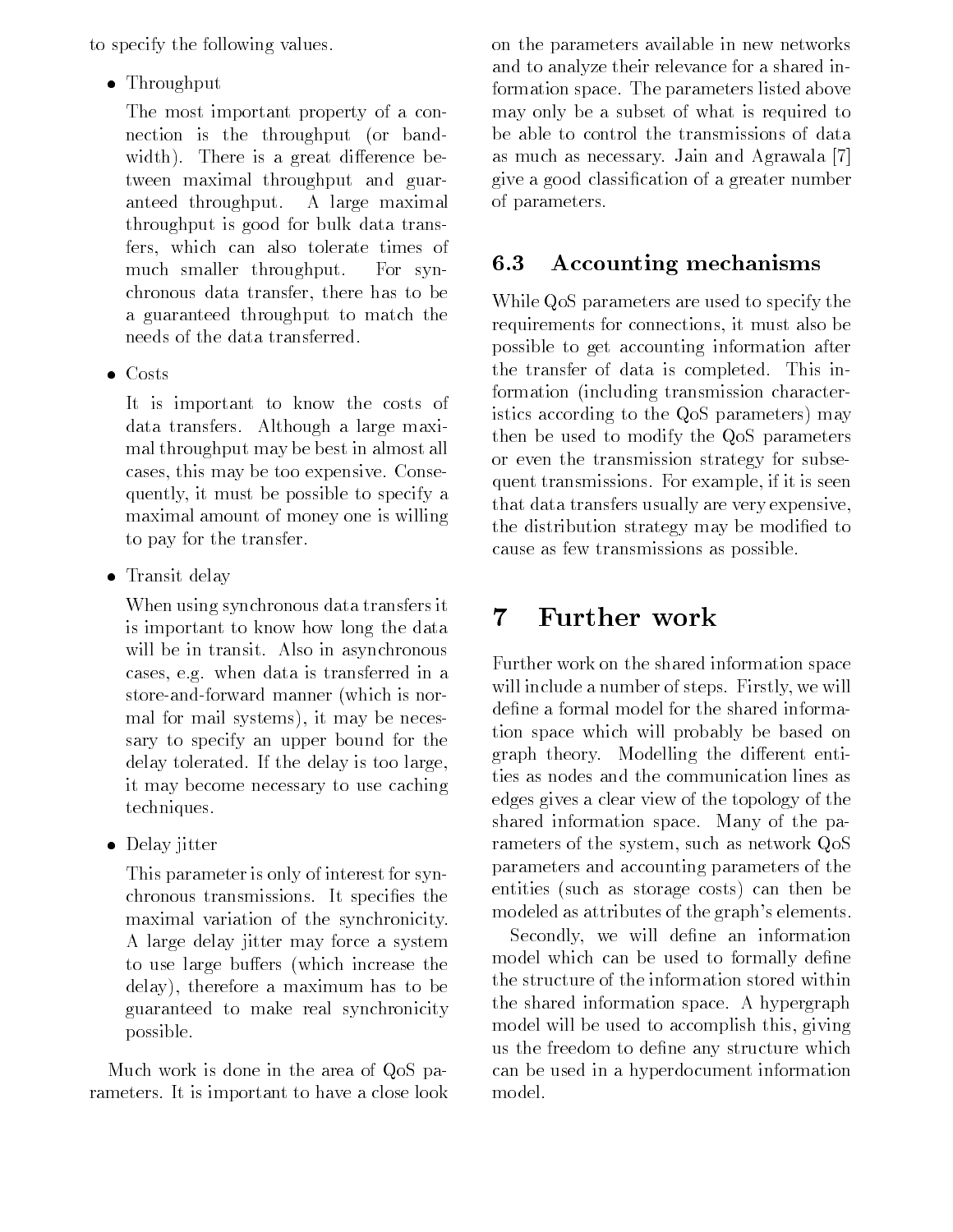to specify the following values.

- Throughput

  The most important property of a connection is the throughput (or bandwidth). There is a great difference between maximal throughput and guaranteed throughput. A large maximal throughput is good for bulk data transfers, which can also tolerate times of much smaller throughput. For synchronous data transfer, there has to be a guaranteed throughput to match the needs of the data transferred.

- Costs

  It is important to know the costs of data transfers. Although a large maximal throughput may be best in almost all cases, this may be too expensive. Consequently, it must be possible to specify a maximal amount of money one is willing to pay for the transfer.

- Transit delay

  When using synchronous data transfers it is important to know how long the data will be in transit. Also in asynchronous cases, e.g. when data is transferred in a store-and-forward manner (which is normal for mail systems), it may be necessary to specify an upper bound for the delay tolerated. If the delay is too large, it may become necessary to use caching techniques.

- Delay jitter

  This parameter is only of interest for synchronous transmissions. It specifies the maximal variation of the synchronicity. A large delay jitter may force a system to use large buffers (which increase the delay), therefore a maximum has to be guaranteed to make real synchronicity possible.

Much work is done in the area of QoS parameters. It is important to have a close look on the parameters available in new networks and to analyze their relevance for a shared information space. The parameters listed above may only be a subset of what is required to be able to control the transmissions of data as much as necessary. Jain and Agrawala [7] give a good classification of a greater number of parameters.

### 6.3 Accounting mechanisms

While QoS parameters are used to specify the requirements for connections, it must also be possible to get accounting information after the transfer of data is completed. This information (including transmission characteristics according to the QoS parameters) may then be used to modify the QoS parameters or even the transmission strategy for subsequent transmissions. For example, if it is seen that data transfers usually are very expensive, the distribution strategy may be modified to cause as few transmissions as possible.

## 7 Further work

Further work on the shared information space will include a number of steps. Firstly, we will define a formal model for the shared information space which will probably be based on graph theory. Modelling the different entities as nodes and the communication lines as edges gives a clear view of the topology of the shared information space. Many of the parameters of the system, such as network QoS parameters and accounting parameters of the entities (such as storage costs) can then be modeled as attributes of the graph's elements.

Secondly, we will define an information model which can be used to formally define the structure of the information stored within the shared information space. A hypergraph model will be used to accomplish this, giving us the freedom to define any structure which can be used in a hyperdocument information model.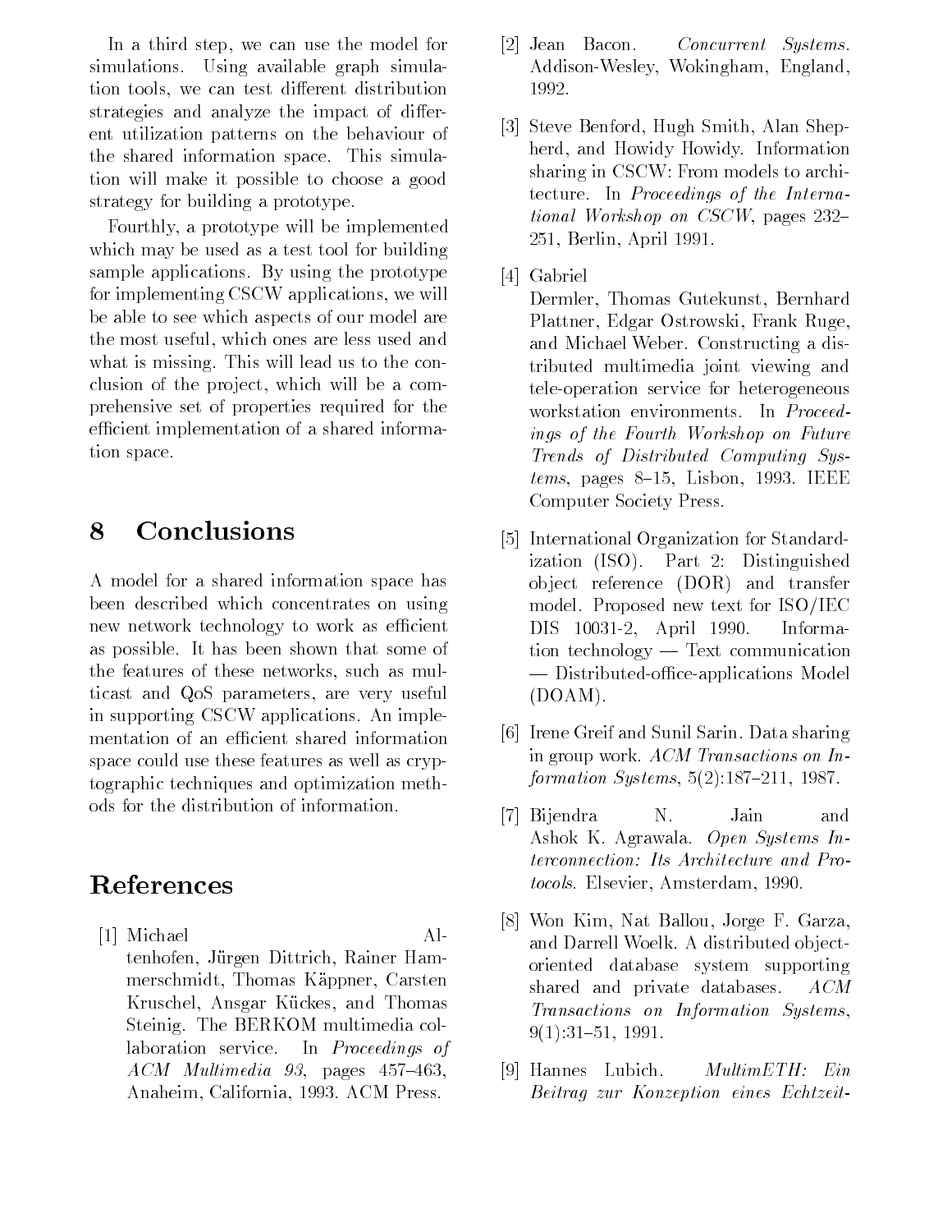In a third step, we can use the model for simulations. Using available graph simulation tools, we can test different distribution strategies and analyze the impact of different utilization patterns on the behaviour of the shared information space. This simulation will make it possible to choose a good strategy for building a prototype.

Fourthly, a prototype will be implemented which may be used as a test tool for building sample applications. By using the prototype for implementing CSCW applications, we will be able to see which aspects of our model are the most useful, which ones are less used and what is missing. This will lead us to the conclusion of the project, which will be a comprehensive set of properties required for the efficient implementation of a shared information space.

## 8 Conclusions

A model for a shared information space has been described which concentrates on using new network technology to work as efficient as possible. It has been shown that some of the features of these networks, such as multicast and QoS parameters, are very useful in supporting CSCW applications. An implementation of an efficient shared information space could use these features as well as cryptographic techniques and optimization methods for the distribution of information.

## References

[1] Michael Altenhofen, Jürgen Dittrich, Rainer Hammerschmidt, Thomas Käppner, Carsten Kruschel, Ansgar Kückes, and Thomas Steinig. The BERKOM multimedia collaboration service. In *Proceedings of ACM Multimedia 93*, pages 457–463, Anaheim, California, 1993. ACM Press.

[2] Jean Bacon. *Concurrent Systems*. Addison-Wesley, Wokingham, England, 1992.

[3] Steve Benford, Hugh Smith, Alan Shepherd, and Howidy Howidy. Information sharing in CSCW: From models to architecture. In *Proceedings of the International Workshop on CSCW*, pages 232–251, Berlin, April 1991.

[4] Gabriel Dermler, Thomas Gutekunst, Bernhard Plattner, Edgar Ostrowski, Frank Ruge, and Michael Weber. Constructing a distributed multimedia joint viewing and tele-operation service for heterogeneous workstation environments. In *Proceedings of the Fourth Workshop on Future Trends of Distributed Computing Systems*, pages 8–15, Lisbon, 1993. IEEE Computer Society Press.

[5] International Organization for Standardization (ISO). Part 2: Distinguished object reference (DOR) and transfer model. Proposed new text for ISO/IEC DIS 10031-2, April 1990. Information technology — Text communication — Distributed-office-applications Model (DOAM).

[6] Irene Greif and Sunil Sarin. Data sharing in group work. *ACM Transactions on Information Systems*, 5(2):187–211, 1987.

[7] Bijendra N. Jain and Ashok K. Agrawala. *Open Systems Interconnection: Its Architecture and Protocols*. Elsevier, Amsterdam, 1990.

[8] Won Kim, Nat Ballou, Jorge F. Garza, and Darrell Woelk. A distributed object-oriented database system supporting shared and private databases. *ACM Transactions on Information Systems*, 9(1):31–51, 1991.

[9] Hannes Lubich. *MultimETH: Ein Beitrag zur Konzeption eines Echtzeit-*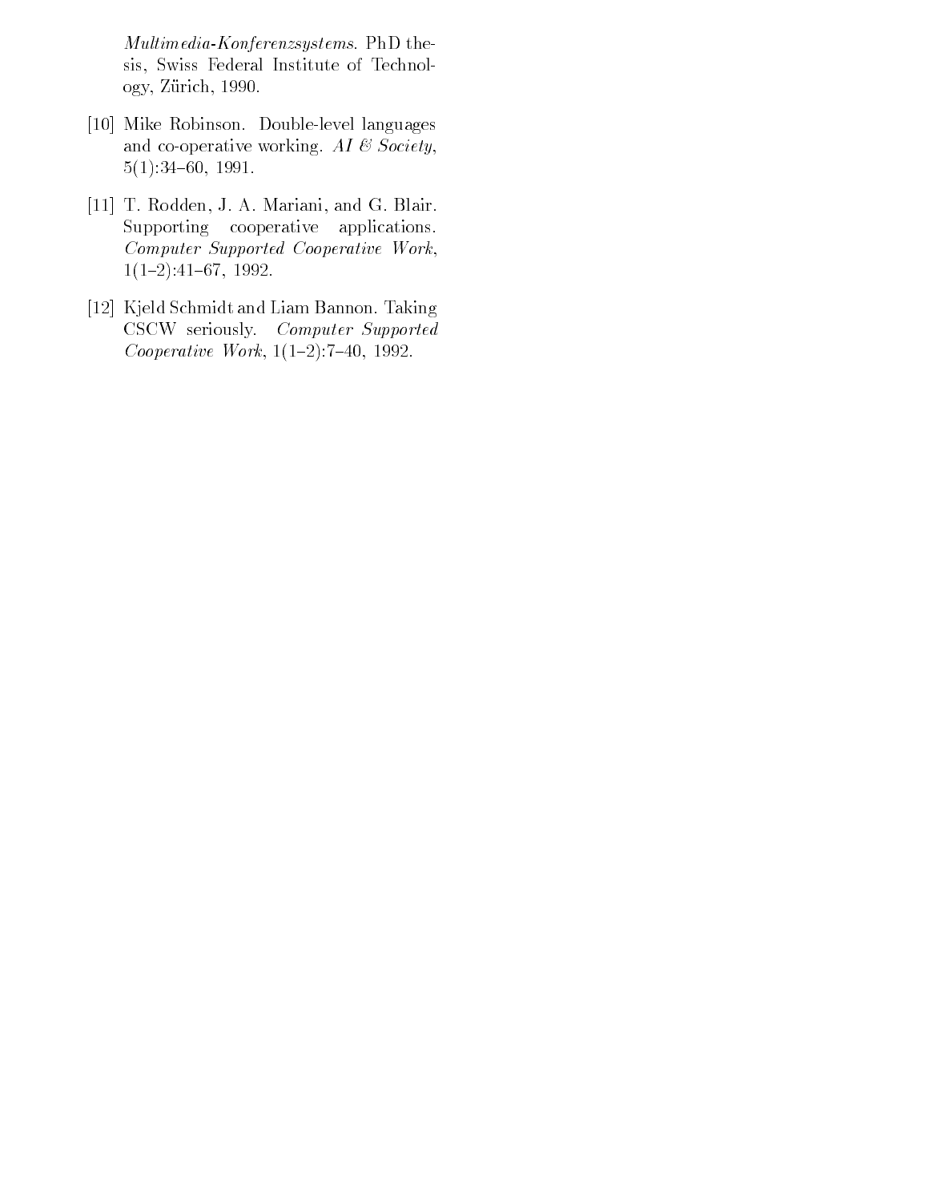*Multimedia-Konferenzsystems*. PhD thesis, Swiss Federal Institute of Technology, Zürich, 1990.

[10] Mike Robinson. Double-level languages and co-operative working. *AI & Society*, 5(1):34–60, 1991.

[11] T. Rodden, J. A. Mariani, and G. Blair. Supporting cooperative applications. *Computer Supported Cooperative Work*, 1(1–2):41–67, 1992.

[12] Kjeld Schmidt and Liam Bannon. Taking CSCW seriously. *Computer Supported Cooperative Work*, 1(1–2):7–40, 1992.